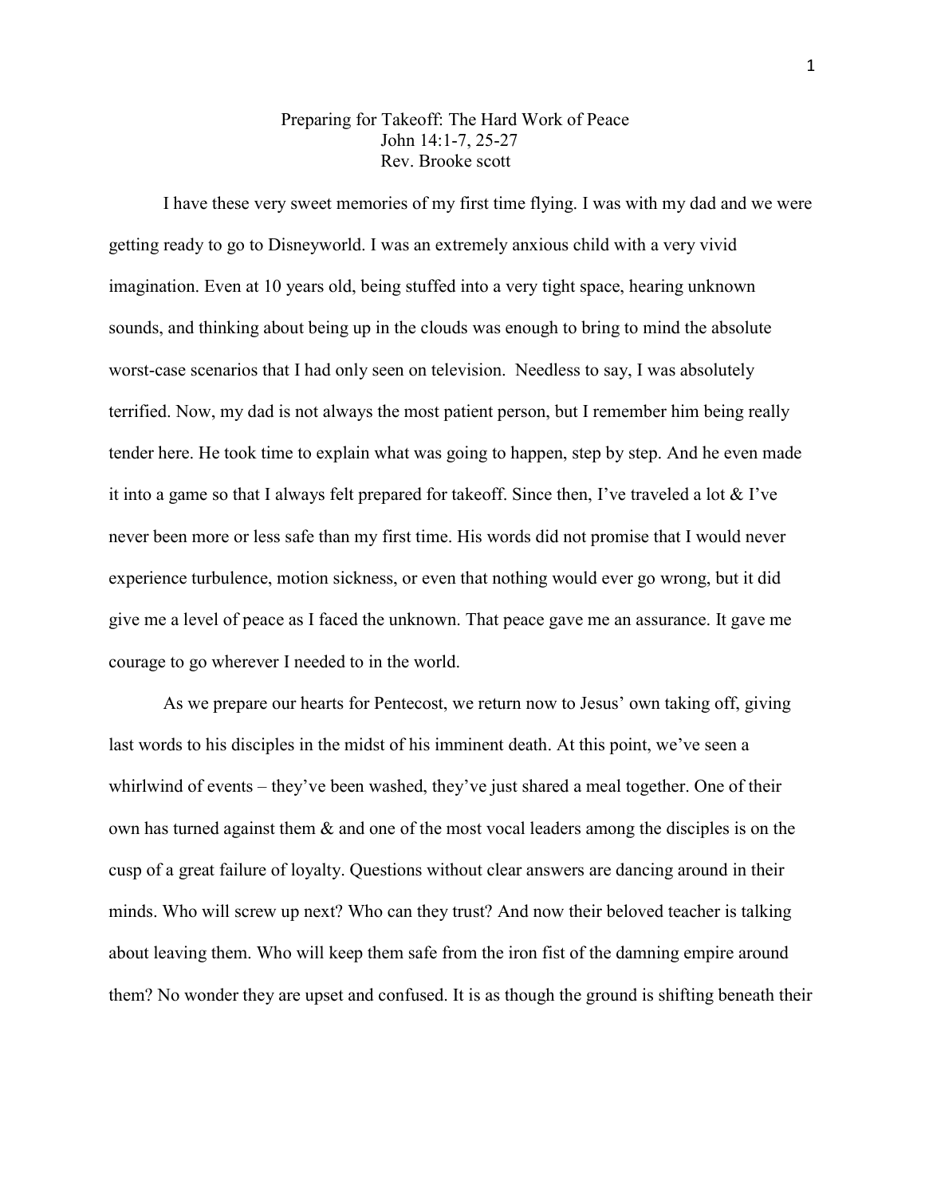# Preparing for Takeoff: The Hard Work of Peace

John 14:1-7, 25-27

Rev. Brooke scott

I have these very sweet memories of my first time flying. I was with my dad and we were getting ready to go to Disneyworld. I was an extremely anxious child with a very vivid imagination. Even at 10 years old, being stuffed into a very tight space, hearing unknown sounds, and thinking about being up in the clouds was enough to bring to mind the absolute worst-case scenarios that I had only seen on television. Needless to say, I was absolutely terrified. Now, my dad is not always the most patient person, but I remember him being really tender here. He took time to explain what was going to happen, step by step. And he even made it into a game so that I always felt prepared for takeoff. Since then, I've traveled a lot & I've never been more or less safe than my first time. His words did not promise that I would never experience turbulence, motion sickness, or even that nothing would ever go wrong, but it did give me a level of peace as I faced the unknown. That peace gave me an assurance. It gave me courage to go wherever I needed to in the world.

As we prepare our hearts for Pentecost, we return now to Jesus' own taking off, giving last words to his disciples in the midst of his imminent death. At this point, we've seen a whirlwind of events – they've been washed, they've just shared a meal together. One of their own has turned against them & and one of the most vocal leaders among the disciples is on the cusp of a great failure of loyalty. Questions without clear answers are dancing around in their minds. Who will screw up next? Who can they trust? And now their beloved teacher is talking about leaving them. Who will keep them safe from the iron fist of the damning empire around them? No wonder they are upset and confused. It is as though the ground is shifting beneath their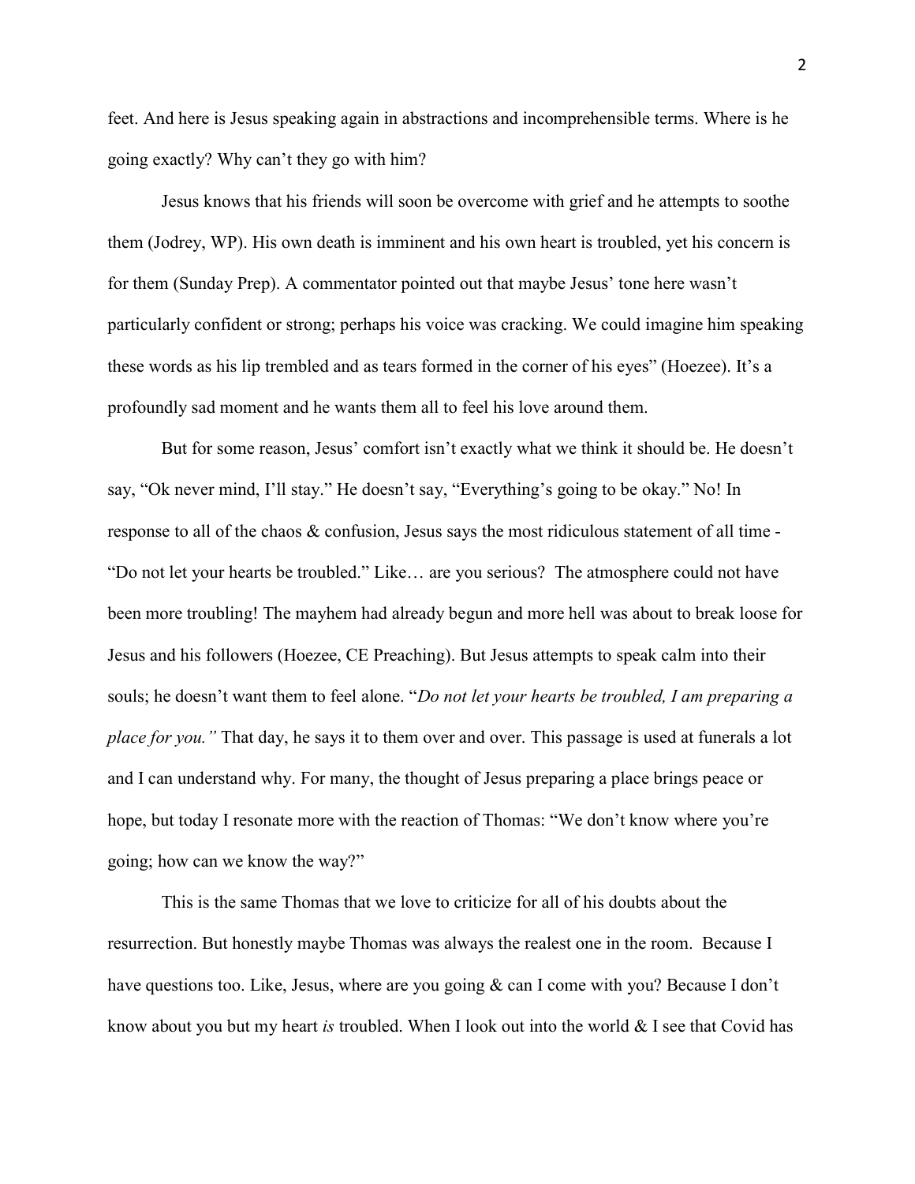feet. And here is Jesus speaking again in abstractions and incomprehensible terms. Where is he going exactly? Why can't they go with him?

Jesus knows that his friends will soon be overcome with grief and he attempts to soothe them (Jodrey, WP). His own death is imminent and his own heart is troubled, yet his concern is for them (Sunday Prep). A commentator pointed out that maybe Jesus' tone here wasn't particularly confident or strong; perhaps his voice was cracking. We could imagine him speaking these words as his lip trembled and as tears formed in the corner of his eyes" (Hoezee). It's a profoundly sad moment and he wants them all to feel his love around them.

But for some reason, Jesus' comfort isn't exactly what we think it should be. He doesn't say, "Ok never mind, I'll stay." He doesn't say, "Everything's going to be okay." No! In response to all of the chaos & confusion, Jesus says the most ridiculous statement of all time - "Do not let your hearts be troubled." Like… are you serious? The atmosphere could not have been more troubling! The mayhem had already begun and more hell was about to break loose for Jesus and his followers (Hoezee, CE Preaching). But Jesus attempts to speak calm into their souls; he doesn't want them to feel alone. "*Do not let your hearts be troubled, I am preparing a place for you."* That day, he says it to them over and over. This passage is used at funerals a lot and I can understand why. For many, the thought of Jesus preparing a place brings peace or hope, but today I resonate more with the reaction of Thomas: "We don't know where you're going; how can we know the way?"

This is the same Thomas that we love to criticize for all of his doubts about the resurrection. But honestly maybe Thomas was always the realest one in the room. Because I have questions too. Like, Jesus, where are you going & can I come with you? Because I don't know about you but my heart *is* troubled. When I look out into the world & I see that Covid has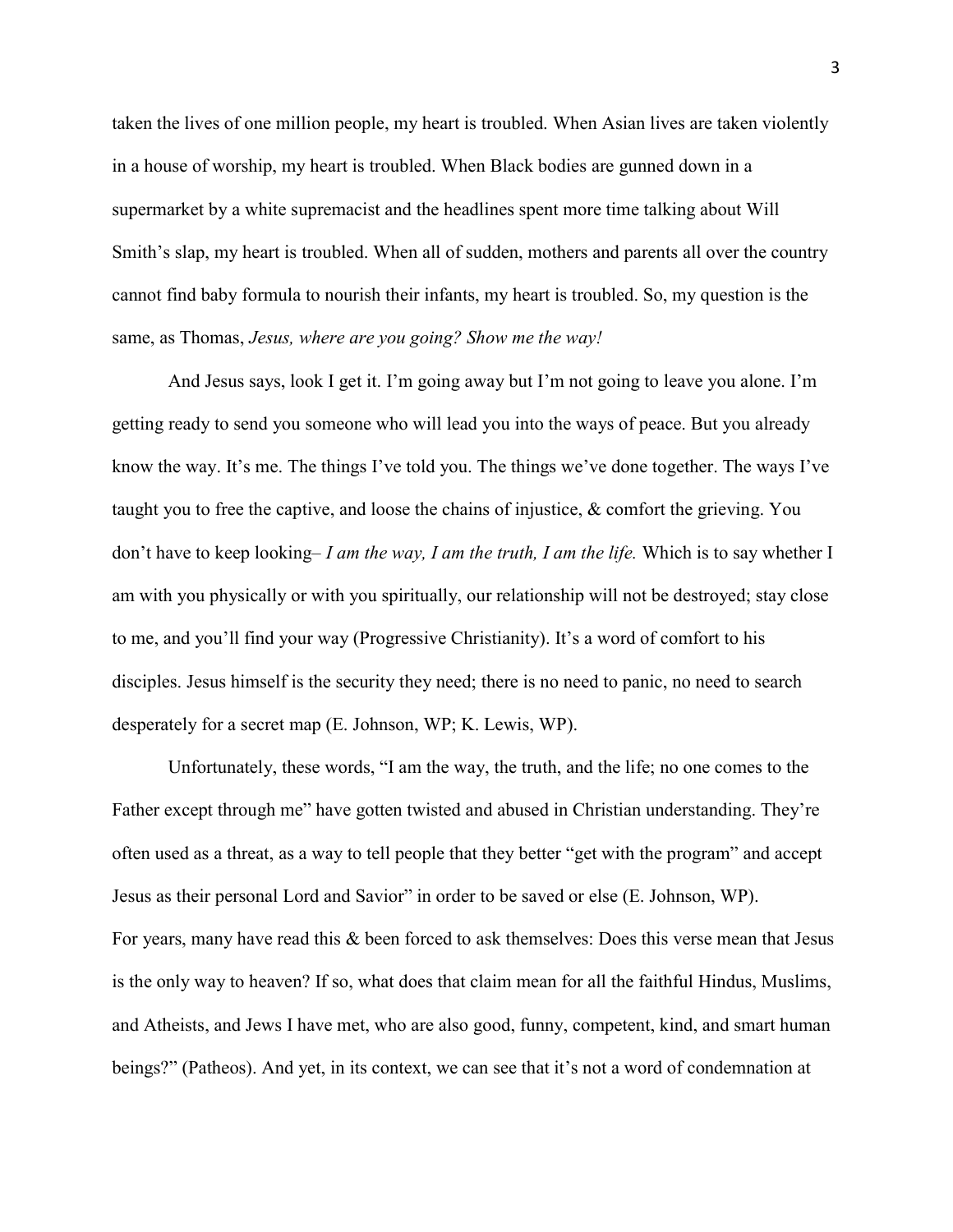taken the lives of one million people, my heart is troubled. When Asian lives are taken violently in a house of worship, my heart is troubled. When Black bodies are gunned down in a supermarket by a white supremacist and the headlines spent more time talking about Will Smith's slap, my heart is troubled. When all of sudden, mothers and parents all over the country cannot find baby formula to nourish their infants, my heart is troubled. So, my question is the same, as Thomas, *Jesus, where are you going? Show me the way!*

And Jesus says, look I get it. I'm going away but I'm not going to leave you alone. I'm getting ready to send you someone who will lead you into the ways of peace. But you already know the way. It's me. The things I've told you. The things we've done together. The ways I've taught you to free the captive, and loose the chains of injustice, & comfort the grieving. You don't have to keep looking– *I am the way, I am the truth, I am the life.* Which is to say whether I am with you physically or with you spiritually, our relationship will not be destroyed; stay close to me, and you'll find your way (Progressive Christianity). It's a word of comfort to his disciples. Jesus himself is the security they need; there is no need to panic, no need to search desperately for a secret map (E. Johnson, WP; K. Lewis, WP).

Unfortunately, these words, "I am the way, the truth, and the life; no one comes to the Father except through me" have gotten twisted and abused in Christian understanding. They're often used as a threat, as a way to tell people that they better "get with the program" and accept Jesus as their personal Lord and Savior" in order to be saved or else (E. Johnson, WP).
For years, many have read this & been forced to ask themselves: Does this verse mean that Jesus is the only way to heaven? If so, what does that claim mean for all the faithful Hindus, Muslims, and Atheists, and Jews I have met, who are also good, funny, competent, kind, and smart human beings?" (Patheos). And yet, in its context, we can see that it's not a word of condemnation at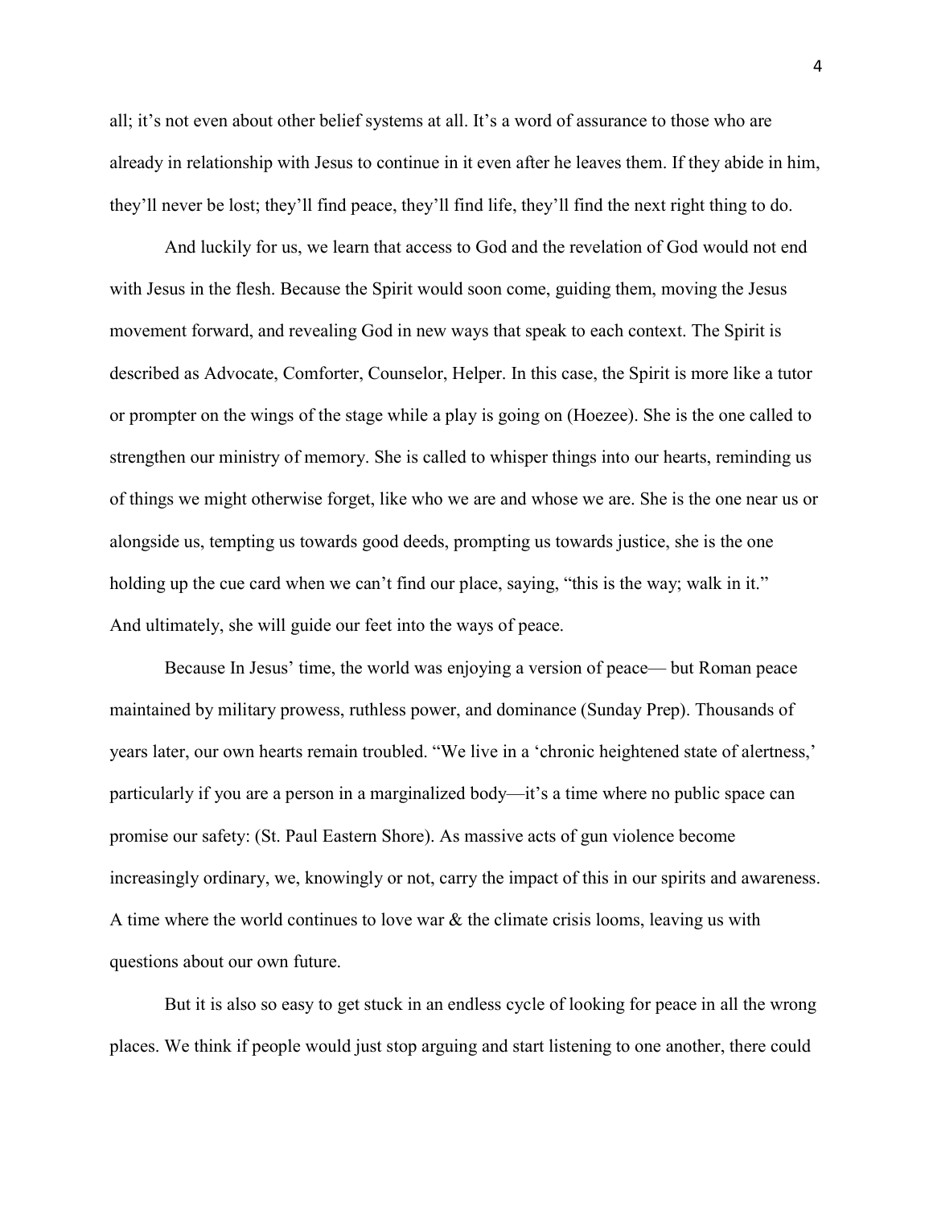all; it's not even about other belief systems at all. It's a word of assurance to those who are already in relationship with Jesus to continue in it even after he leaves them. If they abide in him, they'll never be lost; they'll find peace, they'll find life, they'll find the next right thing to do.

And luckily for us, we learn that access to God and the revelation of God would not end with Jesus in the flesh. Because the Spirit would soon come, guiding them, moving the Jesus movement forward, and revealing God in new ways that speak to each context. The Spirit is described as Advocate, Comforter, Counselor, Helper. In this case, the Spirit is more like a tutor or prompter on the wings of the stage while a play is going on (Hoezee). She is the one called to strengthen our ministry of memory. She is called to whisper things into our hearts, reminding us of things we might otherwise forget, like who we are and whose we are. She is the one near us or alongside us, tempting us towards good deeds, prompting us towards justice, she is the one holding up the cue card when we can't find our place, saying, "this is the way; walk in it." And ultimately, she will guide our feet into the ways of peace.

Because In Jesus' time, the world was enjoying a version of peace— but Roman peace maintained by military prowess, ruthless power, and dominance (Sunday Prep). Thousands of years later, our own hearts remain troubled. "We live in a 'chronic heightened state of alertness,' particularly if you are a person in a marginalized body—it's a time where no public space can promise our safety: (St. Paul Eastern Shore). As massive acts of gun violence become increasingly ordinary, we, knowingly or not, carry the impact of this in our spirits and awareness. A time where the world continues to love war & the climate crisis looms, leaving us with questions about our own future.

But it is also so easy to get stuck in an endless cycle of looking for peace in all the wrong places. We think if people would just stop arguing and start listening to one another, there could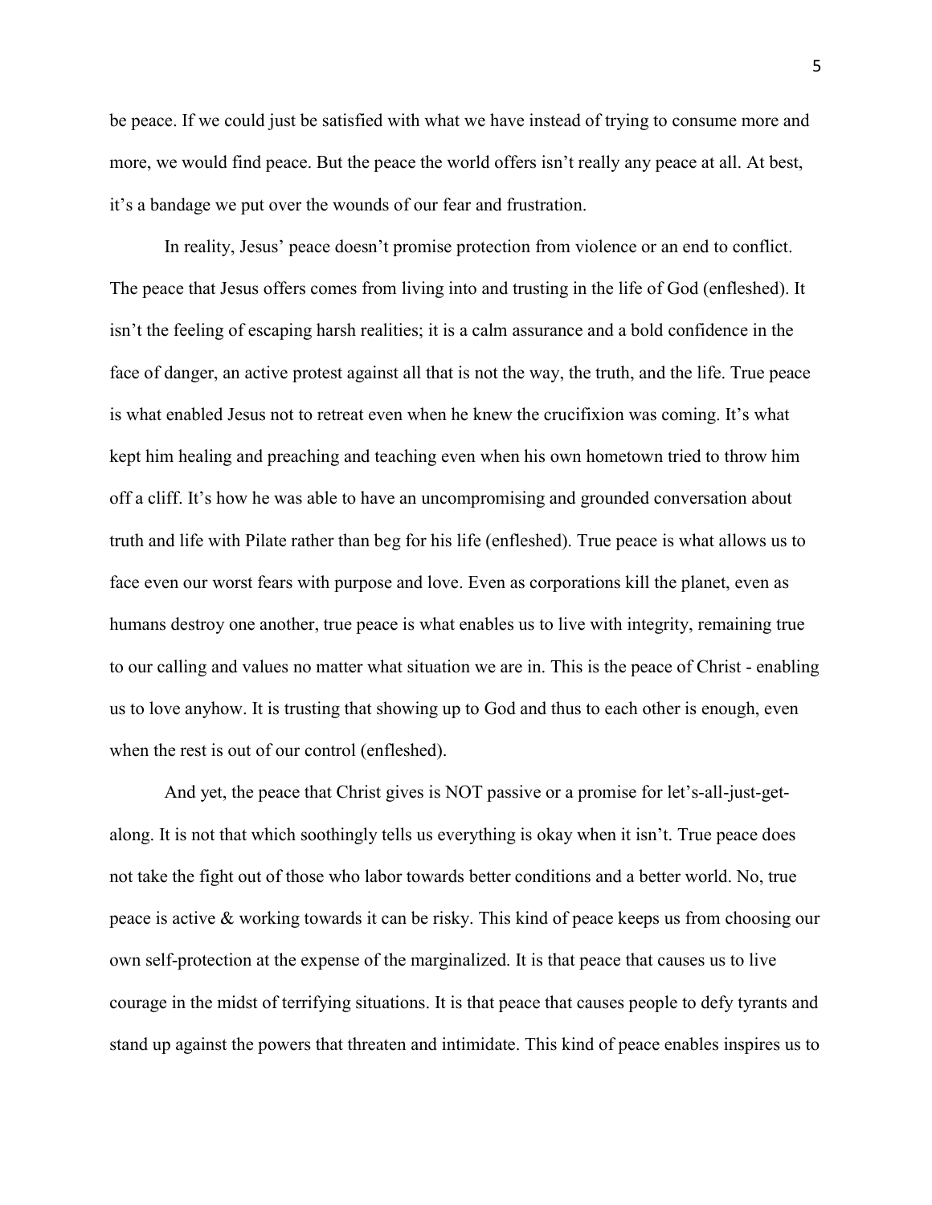be peace. If we could just be satisfied with what we have instead of trying to consume more and more, we would find peace. But the peace the world offers isn't really any peace at all. At best, it's a bandage we put over the wounds of our fear and frustration.

In reality, Jesus' peace doesn't promise protection from violence or an end to conflict. The peace that Jesus offers comes from living into and trusting in the life of God (enfleshed). It isn't the feeling of escaping harsh realities; it is a calm assurance and a bold confidence in the face of danger, an active protest against all that is not the way, the truth, and the life. True peace is what enabled Jesus not to retreat even when he knew the crucifixion was coming. It's what kept him healing and preaching and teaching even when his own hometown tried to throw him off a cliff. It's how he was able to have an uncompromising and grounded conversation about truth and life with Pilate rather than beg for his life (enfleshed). True peace is what allows us to face even our worst fears with purpose and love. Even as corporations kill the planet, even as humans destroy one another, true peace is what enables us to live with integrity, remaining true to our calling and values no matter what situation we are in. This is the peace of Christ - enabling us to love anyhow. It is trusting that showing up to God and thus to each other is enough, even when the rest is out of our control (enfleshed).

And yet, the peace that Christ gives is NOT passive or a promise for let's-all-just-get-along. It is not that which soothingly tells us everything is okay when it isn't. True peace does not take the fight out of those who labor towards better conditions and a better world. No, true peace is active & working towards it can be risky. This kind of peace keeps us from choosing our own self-protection at the expense of the marginalized. It is that peace that causes us to live courage in the midst of terrifying situations. It is that peace that causes people to defy tyrants and stand up against the powers that threaten and intimidate. This kind of peace enables inspires us to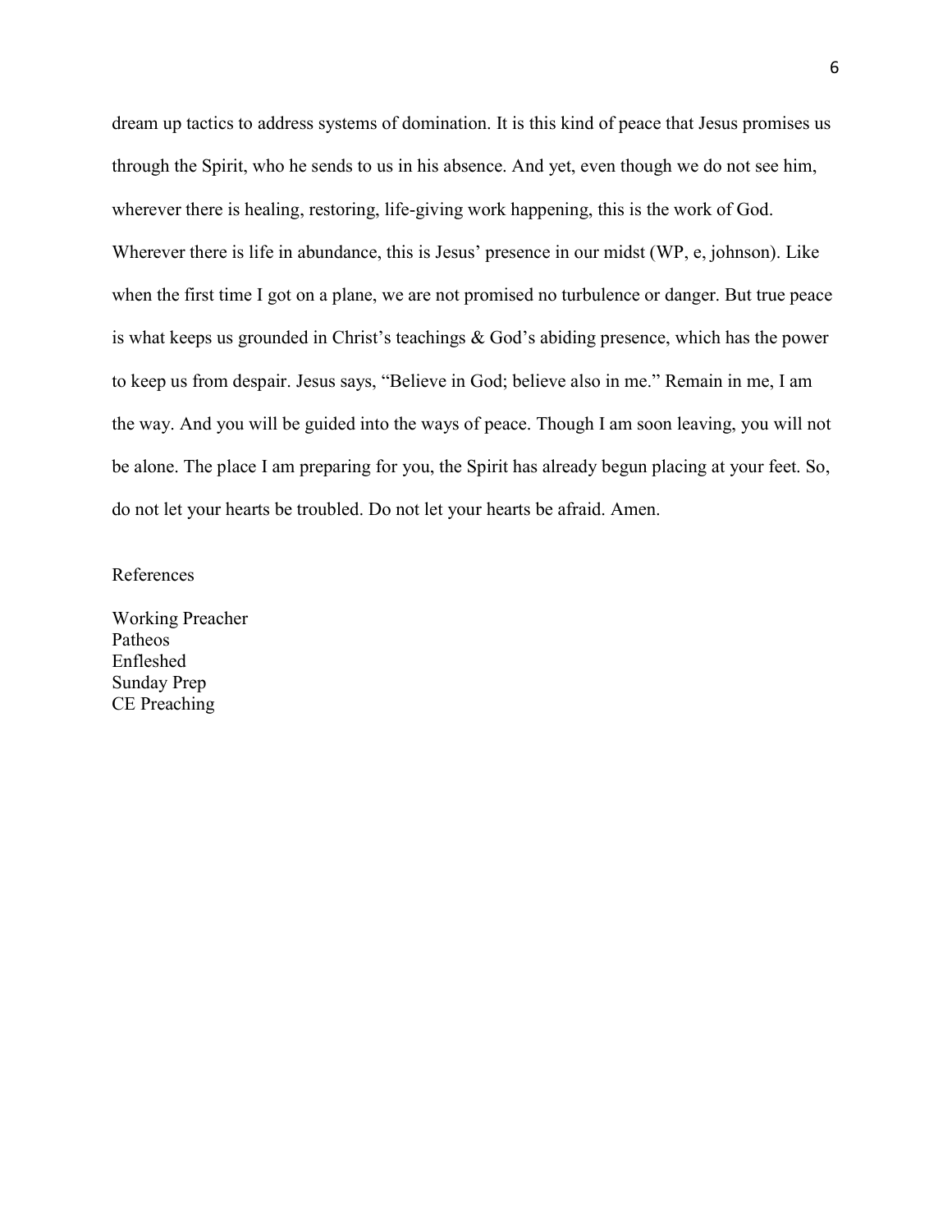dream up tactics to address systems of domination. It is this kind of peace that Jesus promises us through the Spirit, who he sends to us in his absence. And yet, even though we do not see him, wherever there is healing, restoring, life-giving work happening, this is the work of God. Wherever there is life in abundance, this is Jesus' presence in our midst (WP, e, johnson). Like when the first time I got on a plane, we are not promised no turbulence or danger. But true peace is what keeps us grounded in Christ's teachings & God's abiding presence, which has the power to keep us from despair. Jesus says, "Believe in God; believe also in me." Remain in me, I am the way. And you will be guided into the ways of peace. Though I am soon leaving, you will not be alone. The place I am preparing for you, the Spirit has already begun placing at your feet. So, do not let your hearts be troubled. Do not let your hearts be afraid. Amen.

References

Working Preacher
Patheos
Enfleshed
Sunday Prep
CE Preaching